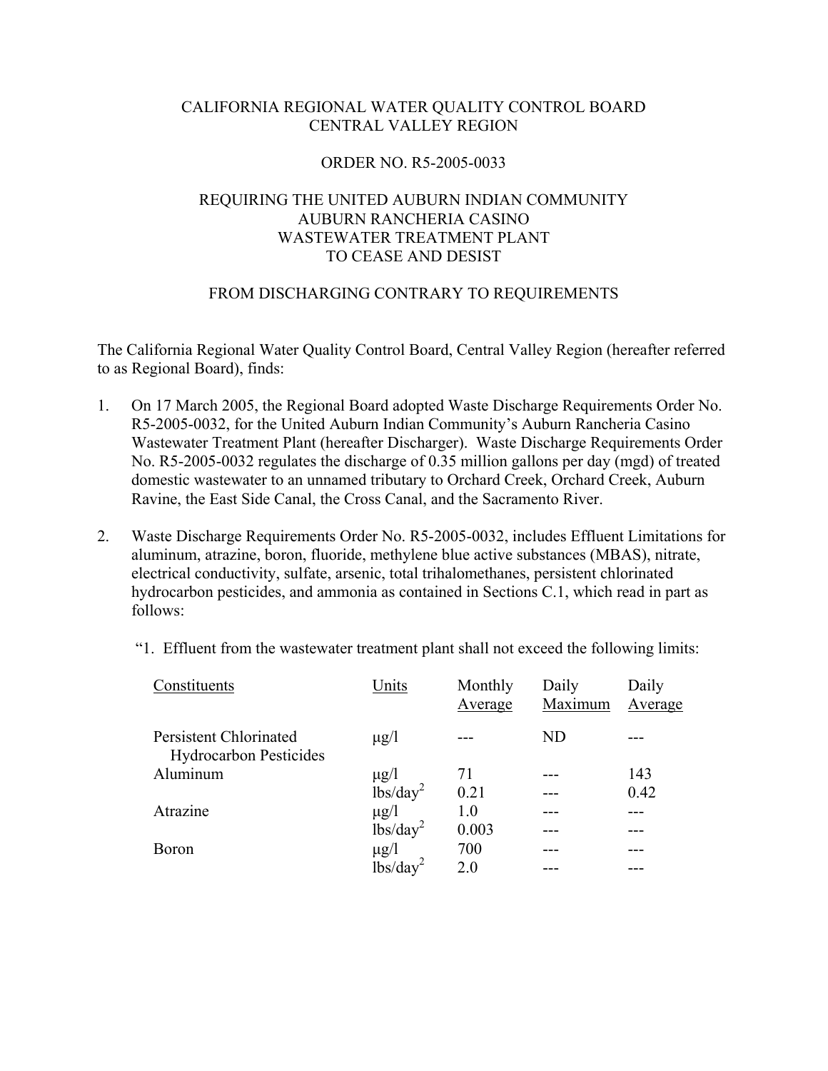CALIFORNIA REGIONAL WATER QUALITY CONTROL BOARD
CENTRAL VALLEY REGION

ORDER NO. R5-2005-0033

REQUIRING THE UNITED AUBURN INDIAN COMMUNITY
AUBURN RANCHERIA CASINO
WASTEWATER TREATMENT PLANT
TO CEASE AND DESIST

FROM DISCHARGING CONTRARY TO REQUIREMENTS

The California Regional Water Quality Control Board, Central Valley Region (hereafter referred to as Regional Board), finds:

1. On 17 March 2005, the Regional Board adopted Waste Discharge Requirements Order No. R5-2005-0032, for the United Auburn Indian Community's Auburn Rancheria Casino Wastewater Treatment Plant (hereafter Discharger). Waste Discharge Requirements Order No. R5-2005-0032 regulates the discharge of 0.35 million gallons per day (mgd) of treated domestic wastewater to an unnamed tributary to Orchard Creek, Orchard Creek, Auburn Ravine, the East Side Canal, the Cross Canal, and the Sacramento River.

2. Waste Discharge Requirements Order No. R5-2005-0032, includes Effluent Limitations for aluminum, atrazine, boron, fluoride, methylene blue active substances (MBAS), nitrate, electrical conductivity, sulfate, arsenic, total trihalomethanes, persistent chlorinated hydrocarbon pesticides, and ammonia as contained in Sections C.1, which read in part as follows:

   "1. Effluent from the wastewater treatment plant shall not exceed the following limits:

| Constituents | Units | Monthly Average | Daily Maximum | Daily Average |
|---|---|---|---|---|
| Persistent Chlorinated Hydrocarbon Pesticides | μg/l | --- | ND | --- |
| Aluminum | μg/l | 71 | --- | 143 |
| | lbs/day[2] | 0.21 | --- | 0.42 |
| Atrazine | μg/l | 1.0 | --- | --- |
| | lbs/day[2] | 0.003 | --- | --- |
| Boron | μg/l | 700 | --- | --- |
| | lbs/day[2] | 2.0 | --- | --- |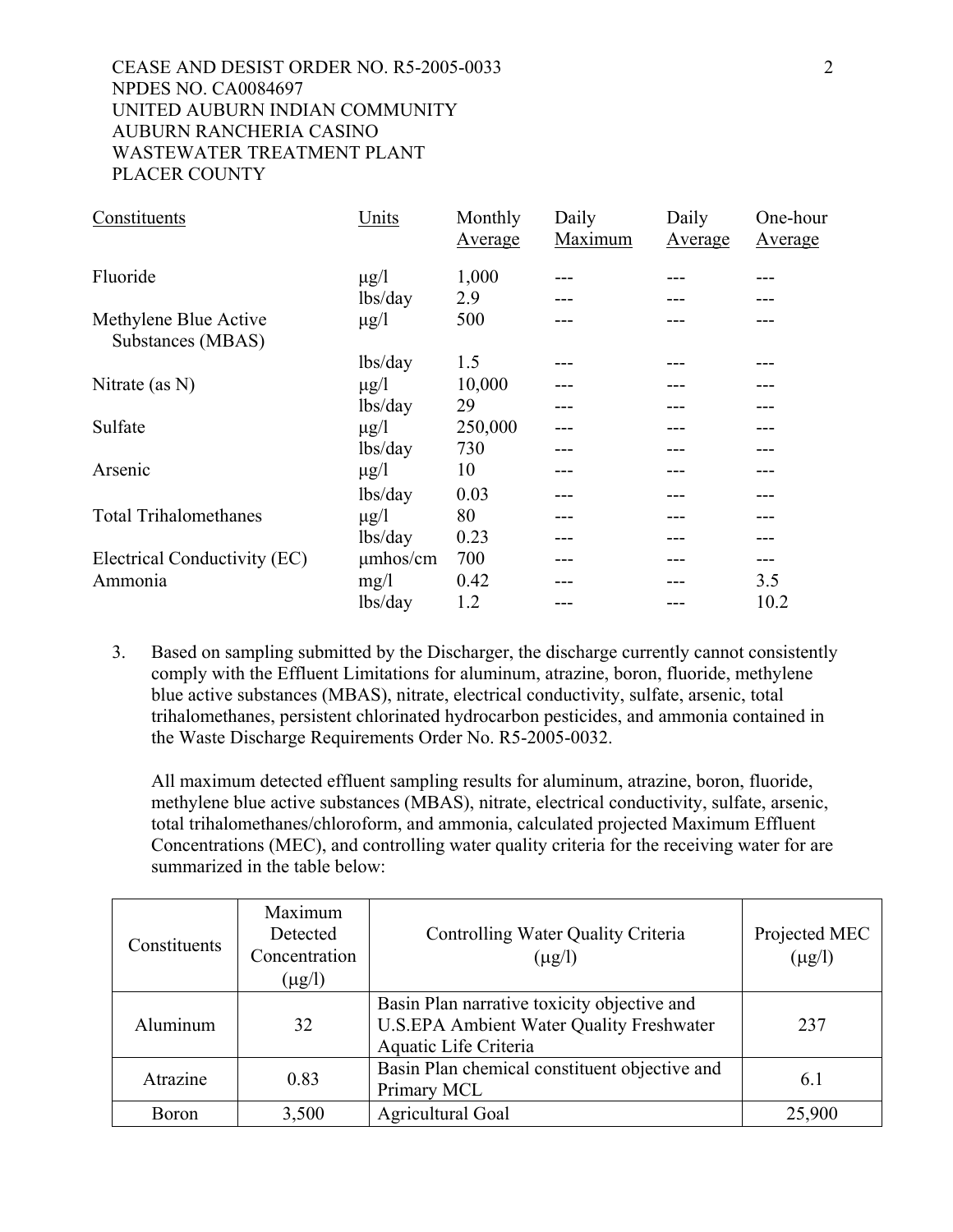| Constituents | Units | Monthly Average | Daily Maximum | Daily Average | One-hour Average |
| --- | --- | --- | --- | --- | --- |
| Fluoride | µg/l | 1,000 | --- | --- | --- |
| | lbs/day | 2.9 | --- | --- | --- |
| Methylene Blue Active Substances (MBAS) | µg/l | 500 | --- | --- | --- |
| | lbs/day | 1.5 | --- | --- | --- |
| Nitrate (as N) | µg/l | 10,000 | --- | --- | --- |
| | lbs/day | 29 | --- | --- | --- |
| Sulfate | µg/l | 250,000 | --- | --- | --- |
| | lbs/day | 730 | --- | --- | --- |
| Arsenic | µg/l | 10 | --- | --- | --- |
| | lbs/day | 0.03 | --- | --- | --- |
| Total Trihalomethanes | µg/l | 80 | --- | --- | --- |
| | lbs/day | 0.23 | --- | --- | --- |
| Electrical Conductivity (EC) | µmhos/cm | 700 | --- | --- | --- |
| Ammonia | mg/l | 0.42 | --- | --- | 3.5 |
| | lbs/day | 1.2 | --- | --- | 10.2 |

3. Based on sampling submitted by the Discharger, the discharge currently cannot consistently comply with the Effluent Limitations for aluminum, atrazine, boron, fluoride, methylene blue active substances (MBAS), nitrate, electrical conductivity, sulfate, arsenic, total trihalomethanes, persistent chlorinated hydrocarbon pesticides, and ammonia contained in the Waste Discharge Requirements Order No. R5-2005-0032.

   All maximum detected effluent sampling results for aluminum, atrazine, boron, fluoride, methylene blue active substances (MBAS), nitrate, electrical conductivity, sulfate, arsenic, total trihalomethanes/chloroform, and ammonia, calculated projected Maximum Effluent Concentrations (MEC), and controlling water quality criteria for the receiving water for are summarized in the table below:

| Constituents | Maximum Detected Concentration (µg/l) | Controlling Water Quality Criteria (µg/l) | Projected MEC (µg/l) |
| --- | --- | --- | --- |
| Aluminum | 32 | Basin Plan narrative toxicity objective and U.S.EPA Ambient Water Quality Freshwater Aquatic Life Criteria | 237 |
| Atrazine | 0.83 | Basin Plan chemical constituent objective and Primary MCL | 6.1 |
| Boron | 3,500 | Agricultural Goal | 25,900 |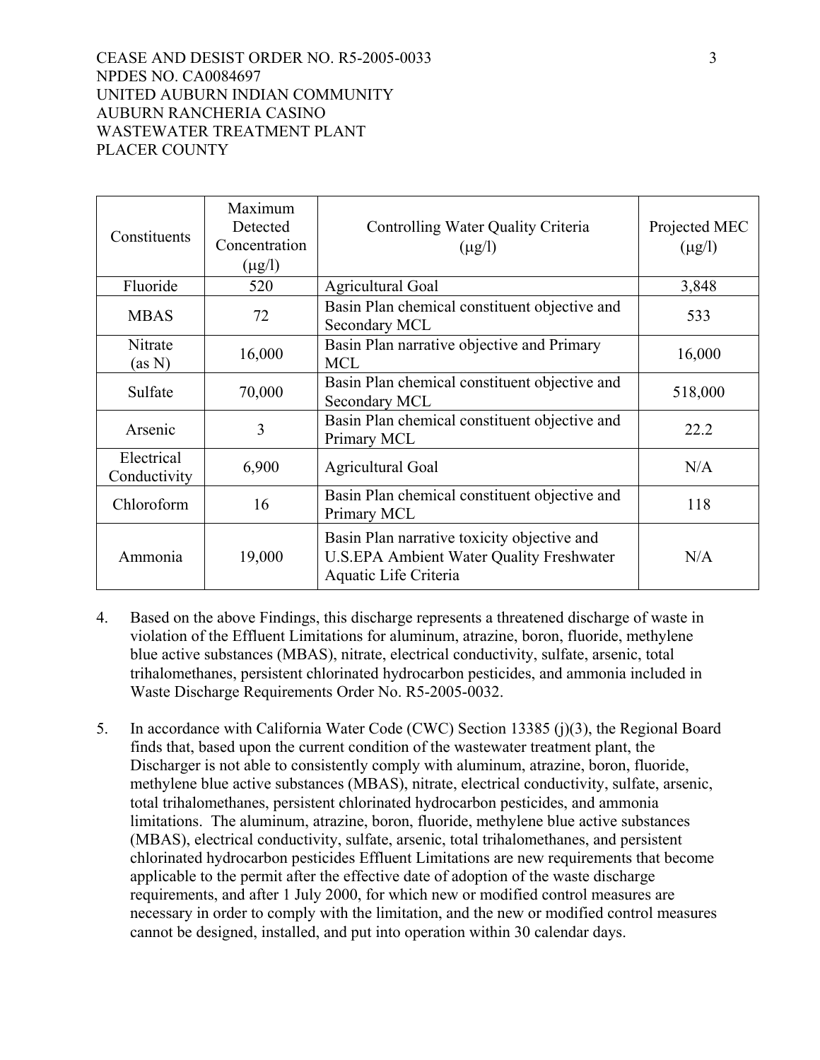| Constituents | Maximum Detected Concentration (μg/l) | Controlling Water Quality Criteria (μg/l) | Projected MEC (μg/l) |
|---|---|---|---|
| Fluoride | 520 | Agricultural Goal | 3,848 |
| MBAS | 72 | Basin Plan chemical constituent objective and Secondary MCL | 533 |
| Nitrate (as N) | 16,000 | Basin Plan narrative objective and Primary MCL | 16,000 |
| Sulfate | 70,000 | Basin Plan chemical constituent objective and Secondary MCL | 518,000 |
| Arsenic | 3 | Basin Plan chemical constituent objective and Primary MCL | 22.2 |
| Electrical Conductivity | 6,900 | Agricultural Goal | N/A |
| Chloroform | 16 | Basin Plan chemical constituent objective and Primary MCL | 118 |
| Ammonia | 19,000 | Basin Plan narrative toxicity objective and U.S.EPA Ambient Water Quality Freshwater Aquatic Life Criteria | N/A |

4. Based on the above Findings, this discharge represents a threatened discharge of waste in violation of the Effluent Limitations for aluminum, atrazine, boron, fluoride, methylene blue active substances (MBAS), nitrate, electrical conductivity, sulfate, arsenic, total trihalomethanes, persistent chlorinated hydrocarbon pesticides, and ammonia included in Waste Discharge Requirements Order No. R5-2005-0032.

5. In accordance with California Water Code (CWC) Section 13385 (j)(3), the Regional Board finds that, based upon the current condition of the wastewater treatment plant, the Discharger is not able to consistently comply with aluminum, atrazine, boron, fluoride, methylene blue active substances (MBAS), nitrate, electrical conductivity, sulfate, arsenic, total trihalomethanes, persistent chlorinated hydrocarbon pesticides, and ammonia limitations. The aluminum, atrazine, boron, fluoride, methylene blue active substances (MBAS), electrical conductivity, sulfate, arsenic, total trihalomethanes, and persistent chlorinated hydrocarbon pesticides Effluent Limitations are new requirements that become applicable to the permit after the effective date of adoption of the waste discharge requirements, and after 1 July 2000, for which new or modified control measures are necessary in order to comply with the limitation, and the new or modified control measures cannot be designed, installed, and put into operation within 30 calendar days.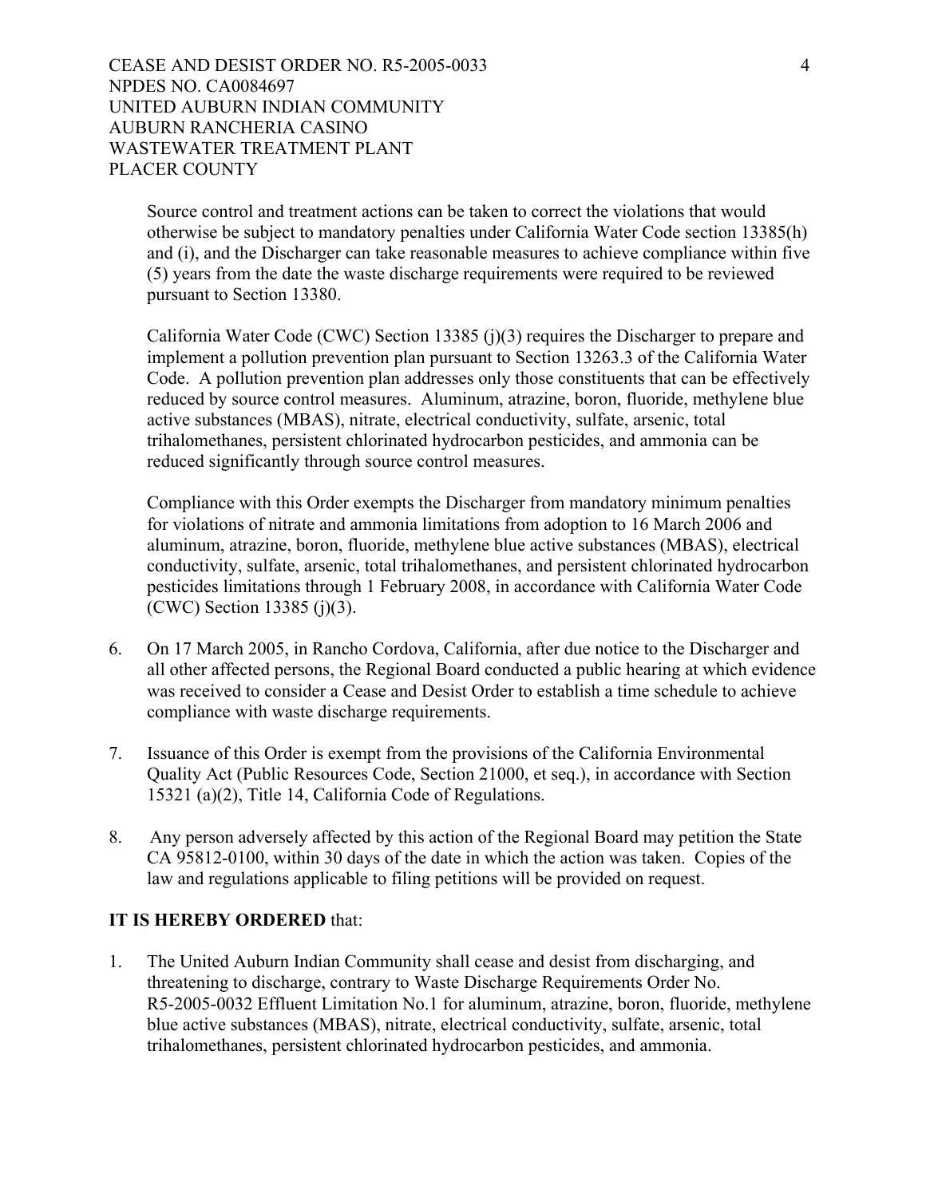Source control and treatment actions can be taken to correct the violations that would otherwise be subject to mandatory penalties under California Water Code section 13385(h) and (i), and the Discharger can take reasonable measures to achieve compliance within five (5) years from the date the waste discharge requirements were required to be reviewed pursuant to Section 13380.

California Water Code (CWC) Section 13385 (j)(3) requires the Discharger to prepare and implement a pollution prevention plan pursuant to Section 13263.3 of the California Water Code. A pollution prevention plan addresses only those constituents that can be effectively reduced by source control measures. Aluminum, atrazine, boron, fluoride, methylene blue active substances (MBAS), nitrate, electrical conductivity, sulfate, arsenic, total trihalomethanes, persistent chlorinated hydrocarbon pesticides, and ammonia can be reduced significantly through source control measures.

Compliance with this Order exempts the Discharger from mandatory minimum penalties for violations of nitrate and ammonia limitations from adoption to 16 March 2006 and aluminum, atrazine, boron, fluoride, methylene blue active substances (MBAS), electrical conductivity, sulfate, arsenic, total trihalomethanes, and persistent chlorinated hydrocarbon pesticides limitations through 1 February 2008, in accordance with California Water Code (CWC) Section 13385 (j)(3).

6. On 17 March 2005, in Rancho Cordova, California, after due notice to the Discharger and all other affected persons, the Regional Board conducted a public hearing at which evidence was received to consider a Cease and Desist Order to establish a time schedule to achieve compliance with waste discharge requirements.

7. Issuance of this Order is exempt from the provisions of the California Environmental Quality Act (Public Resources Code, Section 21000, et seq.), in accordance with Section 15321 (a)(2), Title 14, California Code of Regulations.

8. Any person adversely affected by this action of the Regional Board may petition the State CA 95812-0100, within 30 days of the date in which the action was taken. Copies of the law and regulations applicable to filing petitions will be provided on request.

**IT IS HEREBY ORDERED** that:

1. The United Auburn Indian Community shall cease and desist from discharging, and threatening to discharge, contrary to Waste Discharge Requirements Order No. R5-2005-0032 Effluent Limitation No.1 for aluminum, atrazine, boron, fluoride, methylene blue active substances (MBAS), nitrate, electrical conductivity, sulfate, arsenic, total trihalomethanes, persistent chlorinated hydrocarbon pesticides, and ammonia.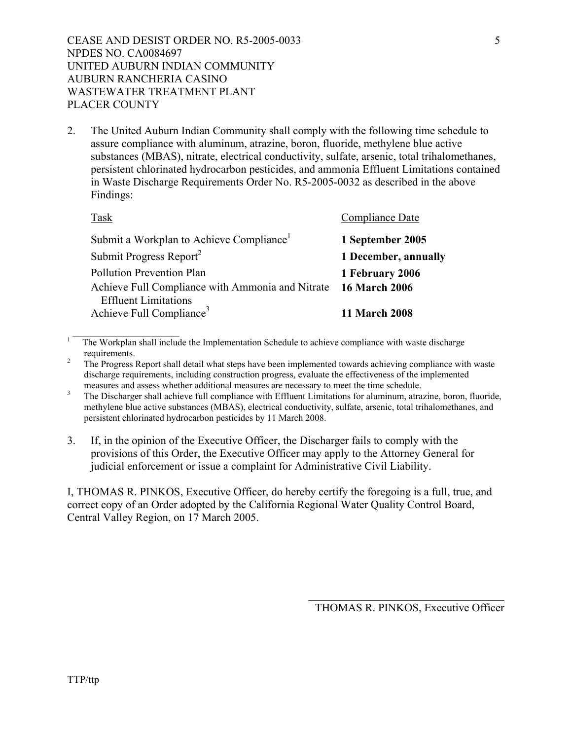2. The United Auburn Indian Community shall comply with the following time schedule to assure compliance with aluminum, atrazine, boron, fluoride, methylene blue active substances (MBAS), nitrate, electrical conductivity, sulfate, arsenic, total trihalomethanes, persistent chlorinated hydrocarbon pesticides, and ammonia Effluent Limitations contained in Waste Discharge Requirements Order No. R5-2005-0032 as described in the above Findings:

| Task | Compliance Date |
|---|---|
| Submit a Workplan to Achieve Compliance[1] | **1 September 2005** |
| Submit Progress Report[2] | **1 December, annually** |
| Pollution Prevention Plan | **1 February 2006** |
| Achieve Full Compliance with Ammonia and Nitrate Effluent Limitations | **16 March 2006** |
| Achieve Full Compliance[3] | **11 March 2008** |

[1] The Workplan shall include the Implementation Schedule to achieve compliance with waste discharge requirements.

[2] The Progress Report shall detail what steps have been implemented towards achieving compliance with waste discharge requirements, including construction progress, evaluate the effectiveness of the implemented measures and assess whether additional measures are necessary to meet the time schedule.

[3] The Discharger shall achieve full compliance with Effluent Limitations for aluminum, atrazine, boron, fluoride, methylene blue active substances (MBAS), electrical conductivity, sulfate, arsenic, total trihalomethanes, and persistent chlorinated hydrocarbon pesticides by 11 March 2008.

3. If, in the opinion of the Executive Officer, the Discharger fails to comply with the provisions of this Order, the Executive Officer may apply to the Attorney General for judicial enforcement or issue a complaint for Administrative Civil Liability.

I, THOMAS R. PINKOS, Executive Officer, do hereby certify the foregoing is a full, true, and correct copy of an Order adopted by the California Regional Water Quality Control Board, Central Valley Region, on 17 March 2005.

______________________________
THOMAS R. PINKOS, Executive Officer

TTP/ttp